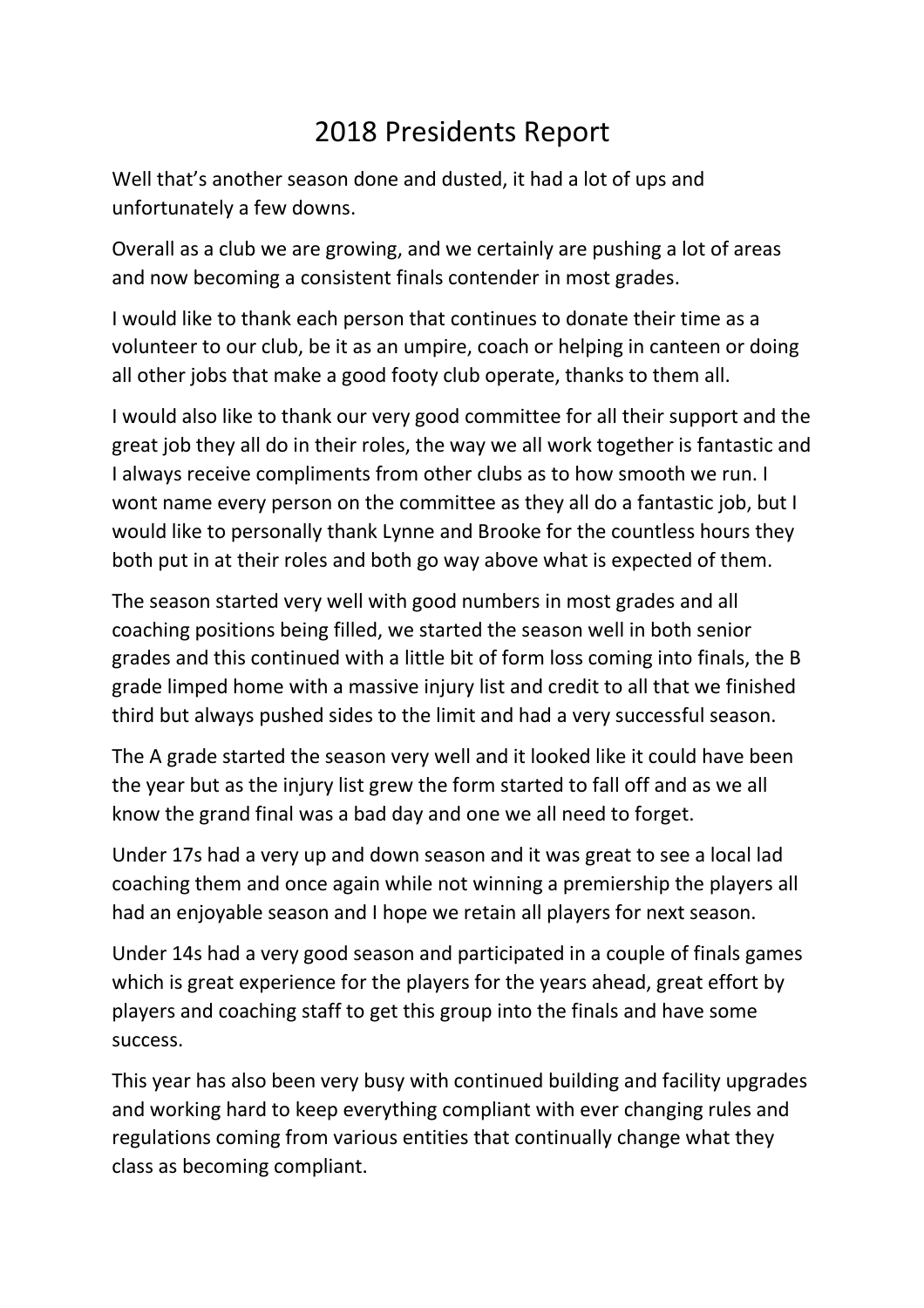# 2018 Presidents Report

Well that's another season done and dusted, it had a lot of ups and unfortunately a few downs.

Overall as a club we are growing, and we certainly are pushing a lot of areas and now becoming a consistent finals contender in most grades.

I would like to thank each person that continues to donate their time as a volunteer to our club, be it as an umpire, coach or helping in canteen or doing all other jobs that make a good footy club operate, thanks to them all.

I would also like to thank our very good committee for all their support and the great job they all do in their roles, the way we all work together is fantastic and I always receive compliments from other clubs as to how smooth we run. I wont name every person on the committee as they all do a fantastic job, but I would like to personally thank Lynne and Brooke for the countless hours they both put in at their roles and both go way above what is expected of them.

The season started very well with good numbers in most grades and all coaching positions being filled, we started the season well in both senior grades and this continued with a little bit of form loss coming into finals, the B grade limped home with a massive injury list and credit to all that we finished third but always pushed sides to the limit and had a very successful season.

The A grade started the season very well and it looked like it could have been the year but as the injury list grew the form started to fall off and as we all know the grand final was a bad day and one we all need to forget.

Under 17s had a very up and down season and it was great to see a local lad coaching them and once again while not winning a premiership the players all had an enjoyable season and I hope we retain all players for next season.

Under 14s had a very good season and participated in a couple of finals games which is great experience for the players for the years ahead, great effort by players and coaching staff to get this group into the finals and have some success.

This year has also been very busy with continued building and facility upgrades and working hard to keep everything compliant with ever changing rules and regulations coming from various entities that continually change what they class as becoming compliant.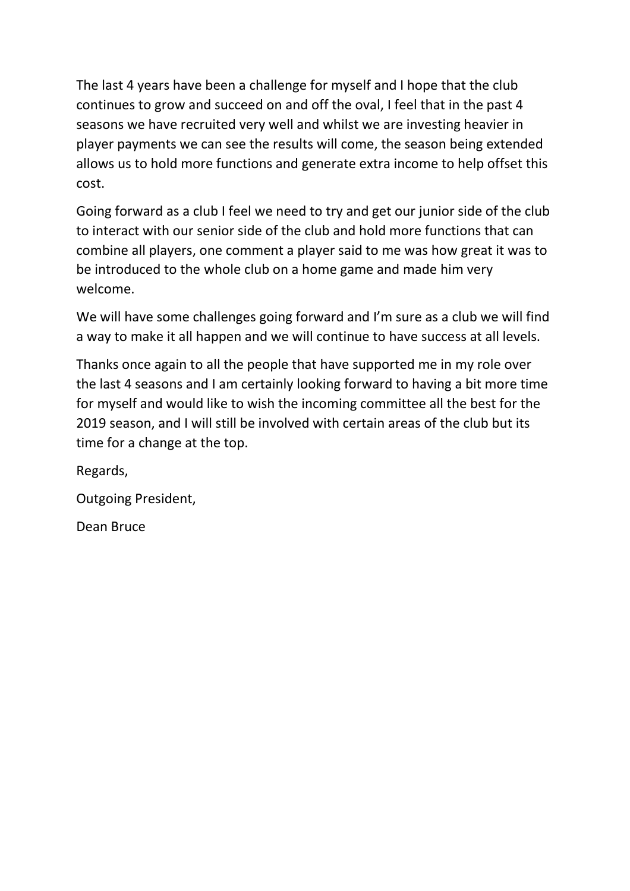The last 4 years have been a challenge for myself and I hope that the club continues to grow and succeed on and off the oval, I feel that in the past 4 seasons we have recruited very well and whilst we are investing heavier in player payments we can see the results will come, the season being extended allows us to hold more functions and generate extra income to help offset this cost.

Going forward as a club I feel we need to try and get our junior side of the club to interact with our senior side of the club and hold more functions that can combine all players, one comment a player said to me was how great it was to be introduced to the whole club on a home game and made him very welcome.

We will have some challenges going forward and I'm sure as a club we will find a way to make it all happen and we will continue to have success at all levels.

Thanks once again to all the people that have supported me in my role over the last 4 seasons and I am certainly looking forward to having a bit more time for myself and would like to wish the incoming committee all the best for the 2019 season, and I will still be involved with certain areas of the club but its time for a change at the top.

Regards,

Outgoing President,

Dean Bruce